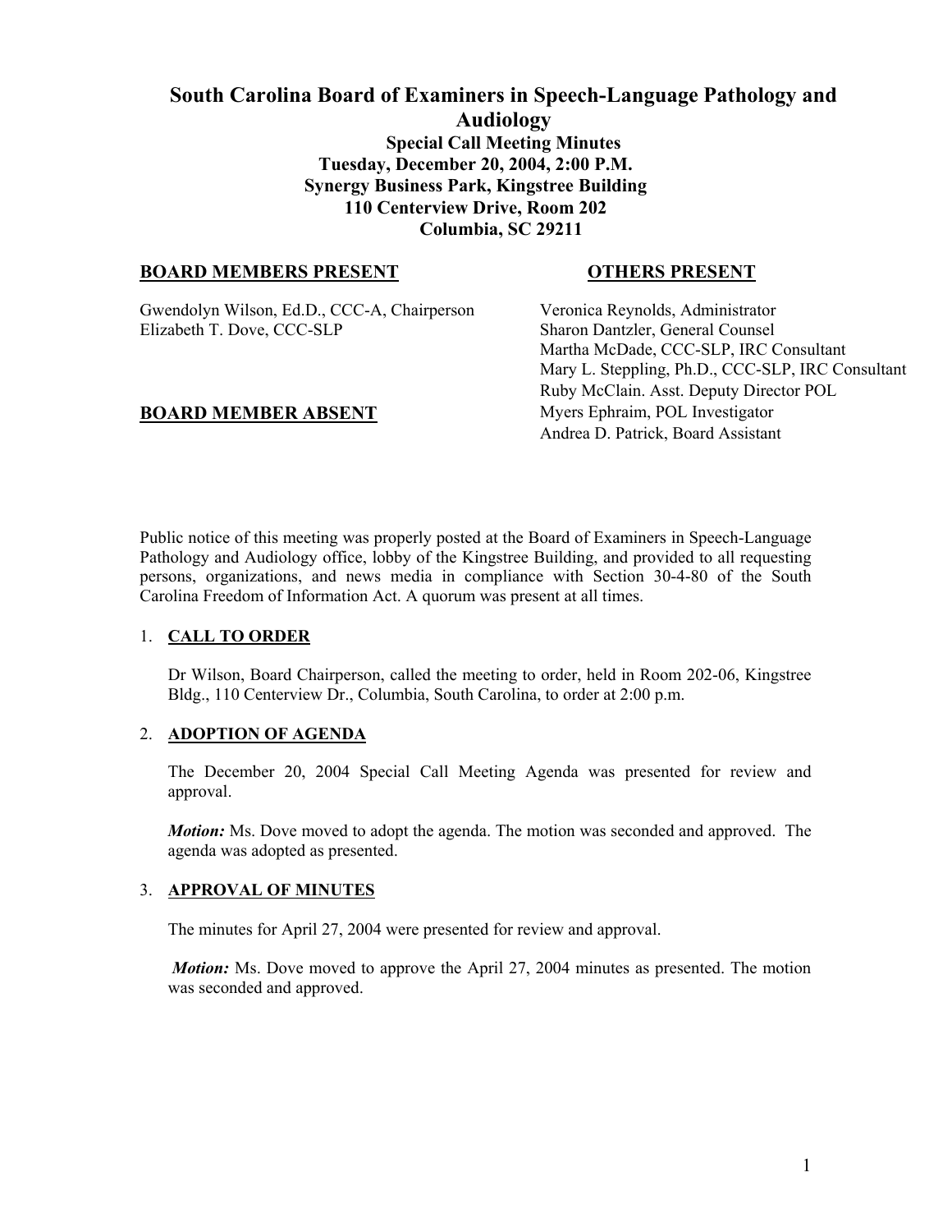# South Carolina Board of Examiners in Speech-Language Pathology and Audiology

**Special Call Meeting Minutes**
**Tuesday, December 20, 2004, 2:00 P.M.**
**Synergy Business Park, Kingstree Building**
**110 Centerview Drive, Room 202**
**Columbia, SC 29211**

## BOARD MEMBERS PRESENT

Gwendolyn Wilson, Ed.D., CCC-A, Chairperson
Elizabeth T. Dove, CCC-SLP

## BOARD MEMBER ABSENT

## OTHERS PRESENT

Veronica Reynolds, Administrator
Sharon Dantzler, General Counsel
Martha McDade, CCC-SLP, IRC Consultant
Mary L. Steppling, Ph.D., CCC-SLP, IRC Consultant
Ruby McClain. Asst. Deputy Director POL
Myers Ephraim, POL Investigator
Andrea D. Patrick, Board Assistant

Public notice of this meeting was properly posted at the Board of Examiners in Speech-Language Pathology and Audiology office, lobby of the Kingstree Building, and provided to all requesting persons, organizations, and news media in compliance with Section 30-4-80 of the South Carolina Freedom of Information Act. A quorum was present at all times.

1. **CALL TO ORDER**

   Dr Wilson, Board Chairperson, called the meeting to order, held in Room 202-06, Kingstree Bldg., 110 Centerview Dr., Columbia, South Carolina, to order at 2:00 p.m.

2. **ADOPTION OF AGENDA**

   The December 20, 2004 Special Call Meeting Agenda was presented for review and approval.

   ***Motion:*** Ms. Dove moved to adopt the agenda. The motion was seconded and approved. The agenda was adopted as presented.

3. **APPROVAL OF MINUTES**

   The minutes for April 27, 2004 were presented for review and approval.

   ***Motion:*** Ms. Dove moved to approve the April 27, 2004 minutes as presented. The motion was seconded and approved.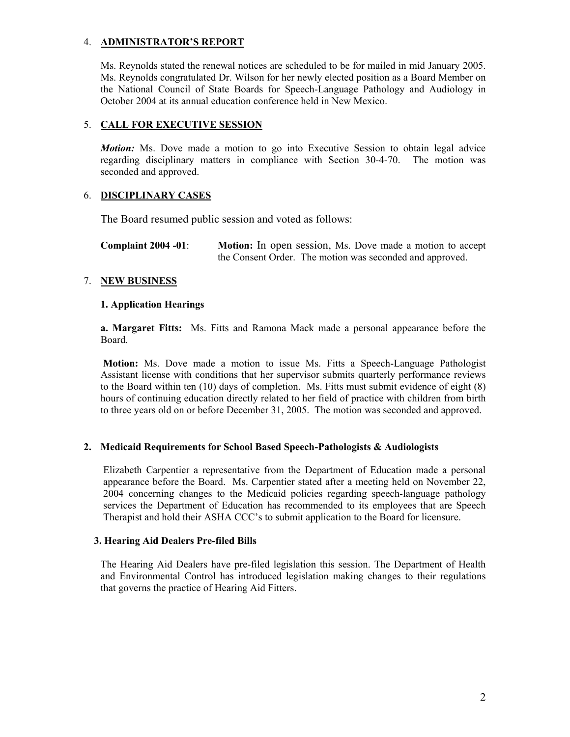4. **ADMINISTRATOR'S REPORT**

Ms. Reynolds stated the renewal notices are scheduled to be for mailed in mid January 2005. Ms. Reynolds congratulated Dr. Wilson for her newly elected position as a Board Member on the National Council of State Boards for Speech-Language Pathology and Audiology in October 2004 at its annual education conference held in New Mexico.

5. **CALL FOR EXECUTIVE SESSION**

***Motion:*** Ms. Dove made a motion to go into Executive Session to obtain legal advice regarding disciplinary matters in compliance with Section 30-4-70. The motion was seconded and approved.

6. **DISCIPLINARY CASES**

The Board resumed public session and voted as follows:

**Complaint 2004 -01**: **Motion:** In open session, Ms. Dove made a motion to accept the Consent Order. The motion was seconded and approved.

7. **NEW BUSINESS**

**1. Application Hearings**

**a. Margaret Fitts:** Ms. Fitts and Ramona Mack made a personal appearance before the Board.

**Motion:** Ms. Dove made a motion to issue Ms. Fitts a Speech-Language Pathologist Assistant license with conditions that her supervisor submits quarterly performance reviews to the Board within ten (10) days of completion. Ms. Fitts must submit evidence of eight (8) hours of continuing education directly related to her field of practice with children from birth to three years old on or before December 31, 2005. The motion was seconded and approved.

**2. Medicaid Requirements for School Based Speech-Pathologists & Audiologists**

Elizabeth Carpentier a representative from the Department of Education made a personal appearance before the Board. Ms. Carpentier stated after a meeting held on November 22, 2004 concerning changes to the Medicaid policies regarding speech-language pathology services the Department of Education has recommended to its employees that are Speech Therapist and hold their ASHA CCC's to submit application to the Board for licensure.

**3. Hearing Aid Dealers Pre-filed Bills**

The Hearing Aid Dealers have pre-filed legislation this session. The Department of Health and Environmental Control has introduced legislation making changes to their regulations that governs the practice of Hearing Aid Fitters.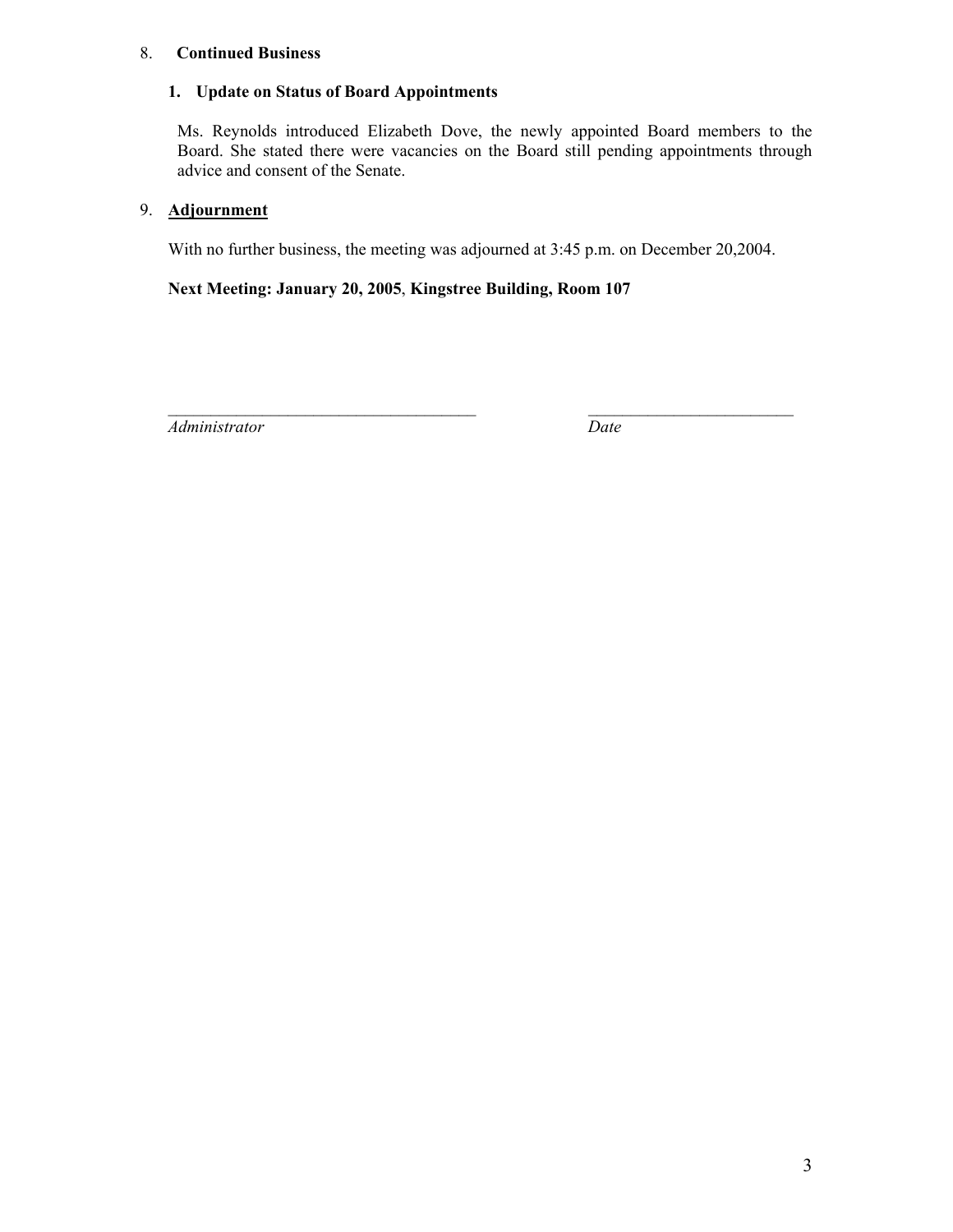8. **Continued Business**

**1. Update on Status of Board Appointments**

Ms. Reynolds introduced Elizabeth Dove, the newly appointed Board members to the Board. She stated there were vacancies on the Board still pending appointments through advice and consent of the Senate.

9. **Adjournment**

With no further business, the meeting was adjourned at 3:45 p.m. on December 20,2004.

**Next Meeting: January 20, 2005**, **Kingstree Building, Room 107**

_____________________________________ _________________________

*Administrator* *Date*